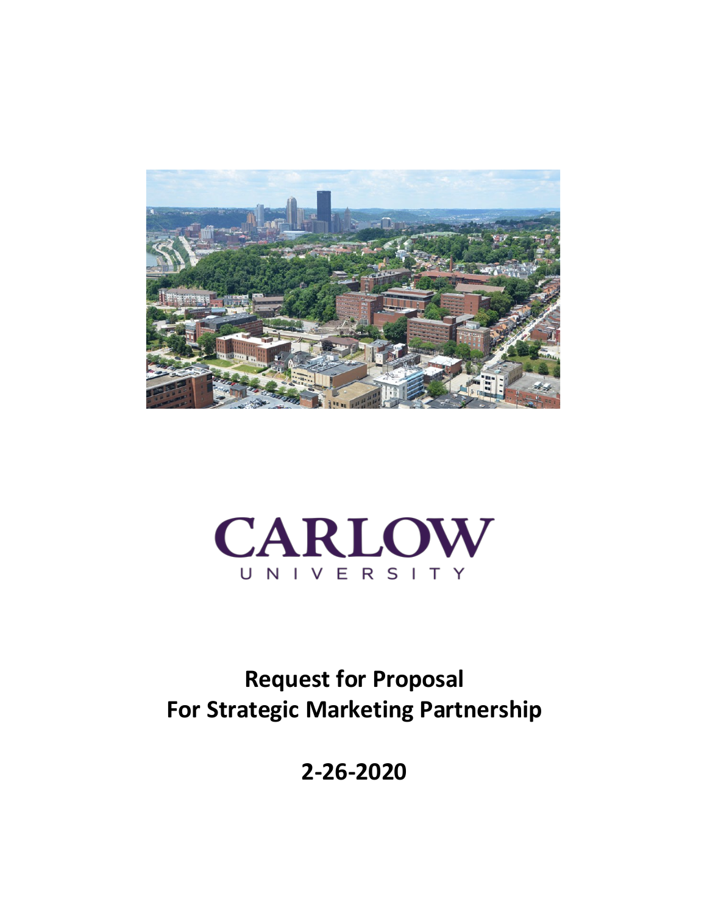CARLOW

UNIVERSITY

# Request for Proposal
# For Strategic Marketing Partnership

## 2-26-2020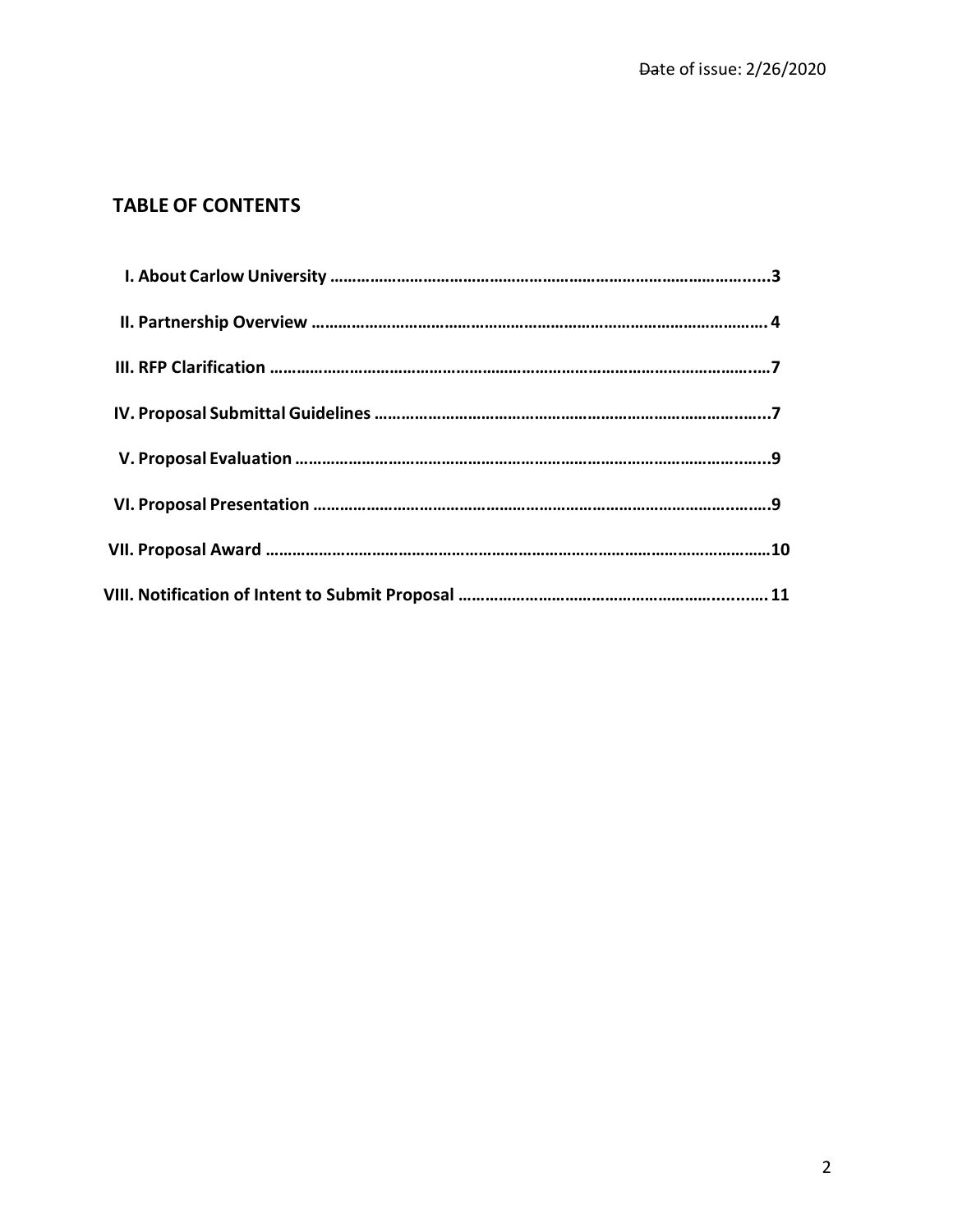Date of issue: 2/26/2020

## TABLE OF CONTENTS

**I. About Carlow University ……………………………………………………………………………………......3**

**II. Partnership Overview ……………………………………………………………………………………… 4**

**III. RFP Clarification ……………………………………………………………………………………………......7**

**IV. Proposal Submittal Guidelines ……………………………………………………………………….........7**

**V. Proposal Evaluation ………………………………………………………………………………………........9**

**VI. Proposal Presentation …………………………………………………………………………………..…….9**

**VII. Proposal Award ……………………………………………………………………………………………………10**

**VIII. Notification of Intent to Submit Proposal ……………………………………………………..…..….11**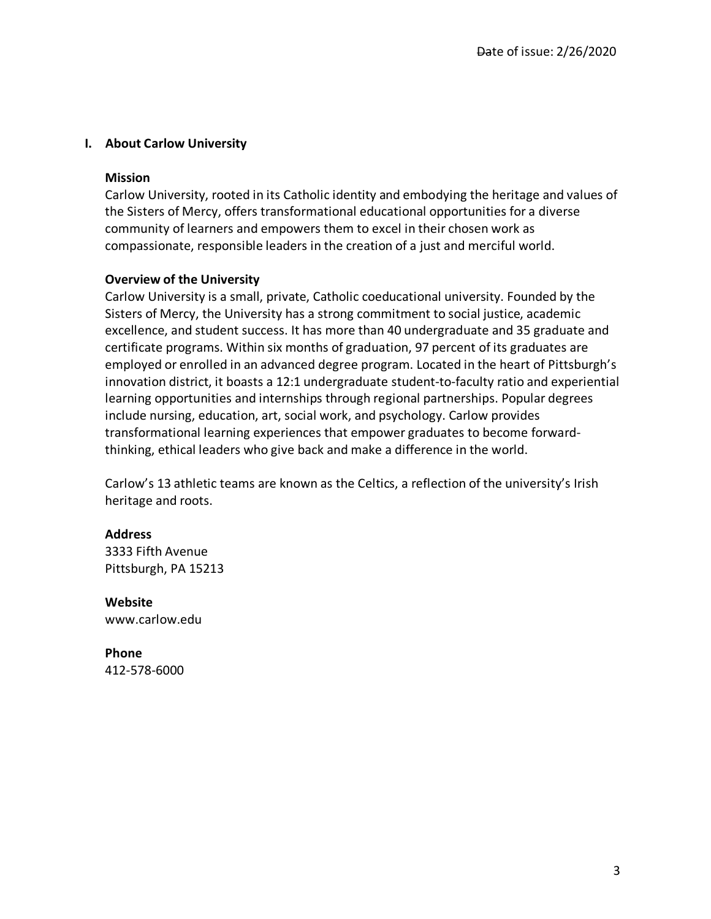Date of issue: 2/26/2020

## I. About Carlow University

### Mission

Carlow University, rooted in its Catholic identity and embodying the heritage and values of the Sisters of Mercy, offers transformational educational opportunities for a diverse community of learners and empowers them to excel in their chosen work as compassionate, responsible leaders in the creation of a just and merciful world.

### Overview of the University

Carlow University is a small, private, Catholic coeducational university. Founded by the Sisters of Mercy, the University has a strong commitment to social justice, academic excellence, and student success. It has more than 40 undergraduate and 35 graduate and certificate programs. Within six months of graduation, 97 percent of its graduates are employed or enrolled in an advanced degree program. Located in the heart of Pittsburgh's innovation district, it boasts a 12:1 undergraduate student-to-faculty ratio and experiential learning opportunities and internships through regional partnerships. Popular degrees include nursing, education, art, social work, and psychology. Carlow provides transformational learning experiences that empower graduates to become forward-thinking, ethical leaders who give back and make a difference in the world.

Carlow's 13 athletic teams are known as the Celtics, a reflection of the university's Irish heritage and roots.

**Address**
3333 Fifth Avenue
Pittsburgh, PA 15213

**Website**
www.carlow.edu

**Phone**
412-578-6000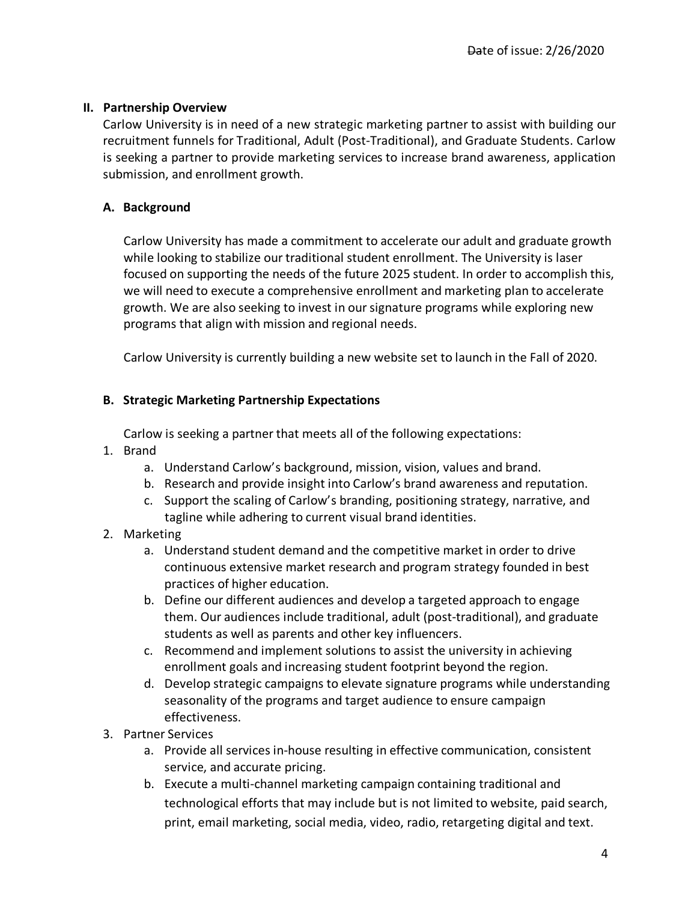Date of issue: 2/26/2020

## II. Partnership Overview

Carlow University is in need of a new strategic marketing partner to assist with building our recruitment funnels for Traditional, Adult (Post-Traditional), and Graduate Students. Carlow is seeking a partner to provide marketing services to increase brand awareness, application submission, and enrollment growth.

### A. Background

Carlow University has made a commitment to accelerate our adult and graduate growth while looking to stabilize our traditional student enrollment. The University is laser focused on supporting the needs of the future 2025 student. In order to accomplish this, we will need to execute a comprehensive enrollment and marketing plan to accelerate growth. We are also seeking to invest in our signature programs while exploring new programs that align with mission and regional needs.

Carlow University is currently building a new website set to launch in the Fall of 2020.

### B. Strategic Marketing Partnership Expectations

Carlow is seeking a partner that meets all of the following expectations:

1. Brand
   a. Understand Carlow's background, mission, vision, values and brand.
   b. Research and provide insight into Carlow's brand awareness and reputation.
   c. Support the scaling of Carlow's branding, positioning strategy, narrative, and tagline while adhering to current visual brand identities.
2. Marketing
   a. Understand student demand and the competitive market in order to drive continuous extensive market research and program strategy founded in best practices of higher education.
   b. Define our different audiences and develop a targeted approach to engage them. Our audiences include traditional, adult (post-traditional), and graduate students as well as parents and other key influencers.
   c. Recommend and implement solutions to assist the university in achieving enrollment goals and increasing student footprint beyond the region.
   d. Develop strategic campaigns to elevate signature programs while understanding seasonality of the programs and target audience to ensure campaign effectiveness.
3. Partner Services
   a. Provide all services in-house resulting in effective communication, consistent service, and accurate pricing.
   b. Execute a multi-channel marketing campaign containing traditional and technological efforts that may include but is not limited to website, paid search, print, email marketing, social media, video, radio, retargeting digital and text.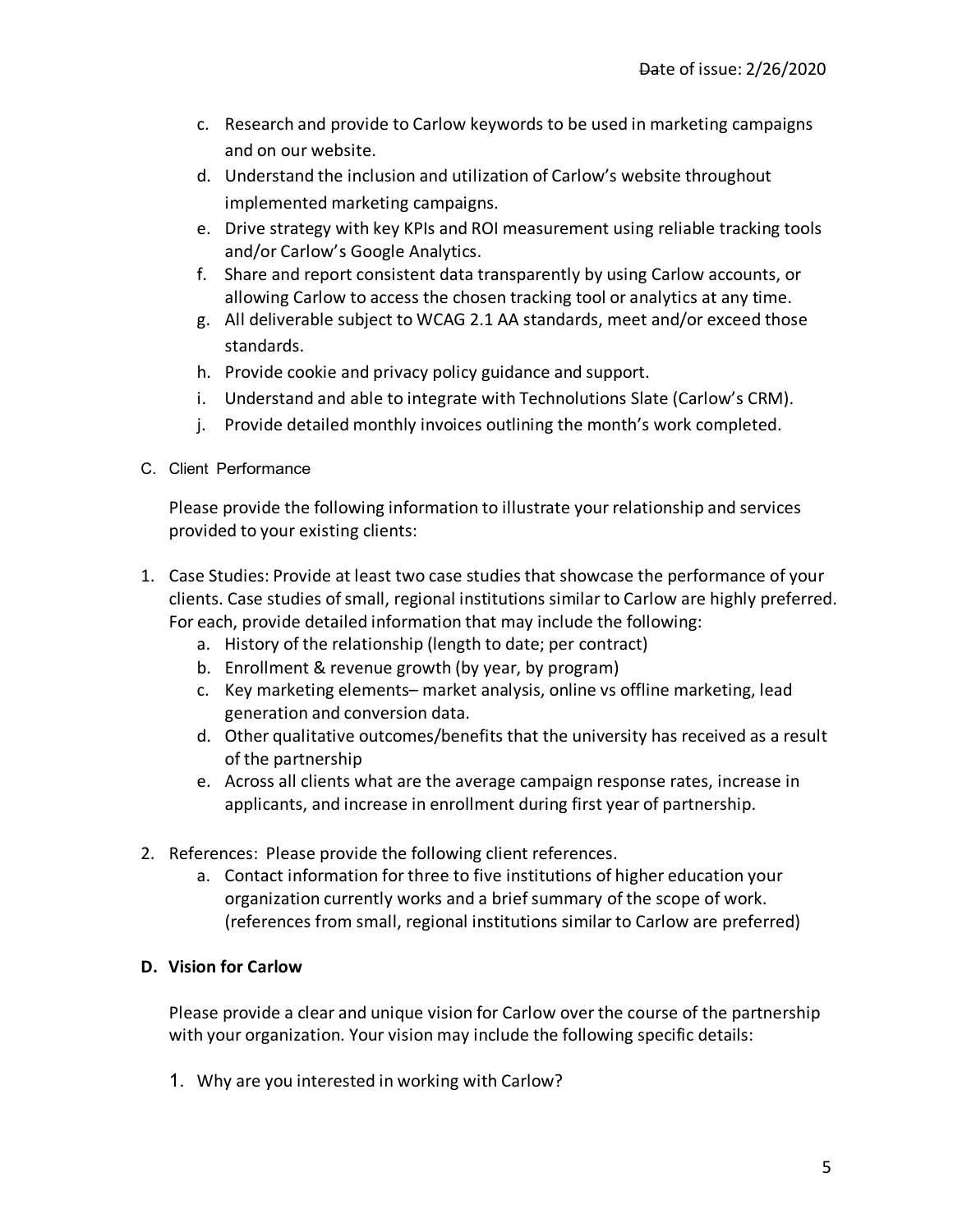c. Research and provide to Carlow keywords to be used in marketing campaigns and on our website.
d. Understand the inclusion and utilization of Carlow's website throughout implemented marketing campaigns.
e. Drive strategy with key KPIs and ROI measurement using reliable tracking tools and/or Carlow's Google Analytics.
f. Share and report consistent data transparently by using Carlow accounts, or allowing Carlow to access the chosen tracking tool or analytics at any time.
g. All deliverable subject to WCAG 2.1 AA standards, meet and/or exceed those standards.
h. Provide cookie and privacy policy guidance and support.
i. Understand and able to integrate with Technolutions Slate (Carlow's CRM).
j. Provide detailed monthly invoices outlining the month's work completed.

C. Client Performance

Please provide the following information to illustrate your relationship and services provided to your existing clients:

1. Case Studies: Provide at least two case studies that showcase the performance of your clients. Case studies of small, regional institutions similar to Carlow are highly preferred. For each, provide detailed information that may include the following:
   a. History of the relationship (length to date; per contract)
   b. Enrollment & revenue growth (by year, by program)
   c. Key marketing elements– market analysis, online vs offline marketing, lead generation and conversion data.
   d. Other qualitative outcomes/benefits that the university has received as a result of the partnership
   e. Across all clients what are the average campaign response rates, increase in applicants, and increase in enrollment during first year of partnership.
2. References: Please provide the following client references.
   a. Contact information for three to five institutions of higher education your organization currently works and a brief summary of the scope of work. (references from small, regional institutions similar to Carlow are preferred)

**D. Vision for Carlow**

Please provide a clear and unique vision for Carlow over the course of the partnership with your organization. Your vision may include the following specific details:

1. Why are you interested in working with Carlow?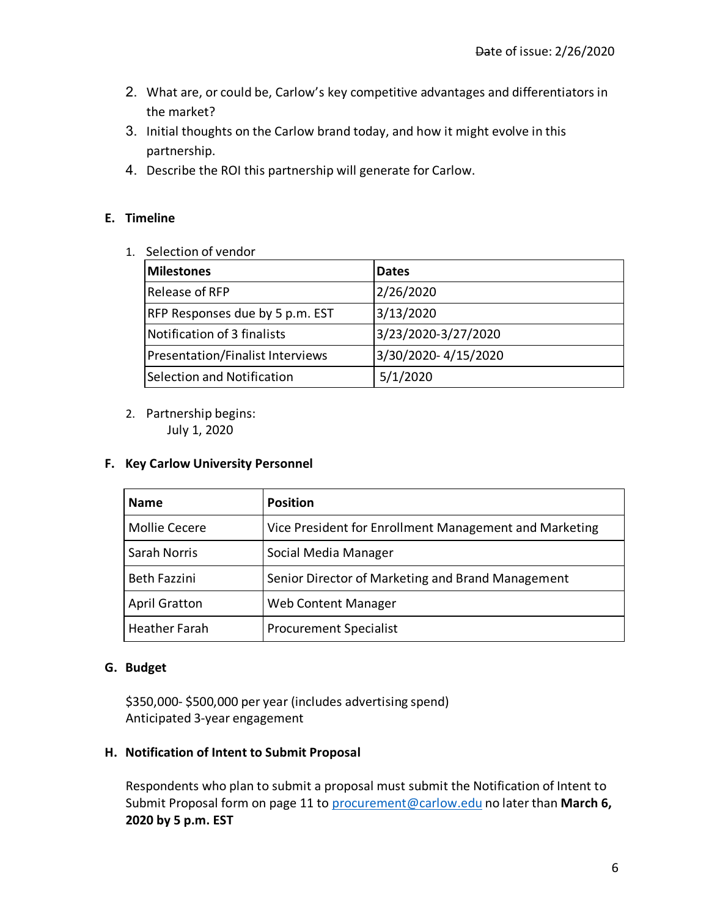Date of issue: 2/26/2020

2. What are, or could be, Carlow's key competitive advantages and differentiators in the market?
3. Initial thoughts on the Carlow brand today, and how it might evolve in this partnership.
4. Describe the ROI this partnership will generate for Carlow.

**E. Timeline**

1. Selection of vendor

| Milestones | Dates |
|---|---|
| Release of RFP | 2/26/2020 |
| RFP Responses due by 5 p.m. EST | 3/13/2020 |
| Notification of 3 finalists | 3/23/2020-3/27/2020 |
| Presentation/Finalist Interviews | 3/30/2020- 4/15/2020 |
| Selection and Notification | 5/1/2020 |

2. Partnership begins:
   July 1, 2020

**F. Key Carlow University Personnel**

| Name | Position |
|---|---|
| Mollie Cecere | Vice President for Enrollment Management and Marketing |
| Sarah Norris | Social Media Manager |
| Beth Fazzini | Senior Director of Marketing and Brand Management |
| April Gratton | Web Content Manager |
| Heather Farah | Procurement Specialist |

**G. Budget**

$350,000- $500,000 per year (includes advertising spend)
Anticipated 3-year engagement

**H. Notification of Intent to Submit Proposal**

Respondents who plan to submit a proposal must submit the Notification of Intent to Submit Proposal form on page 11 to procurement@carlow.edu no later than **March 6, 2020 by 5 p.m. EST**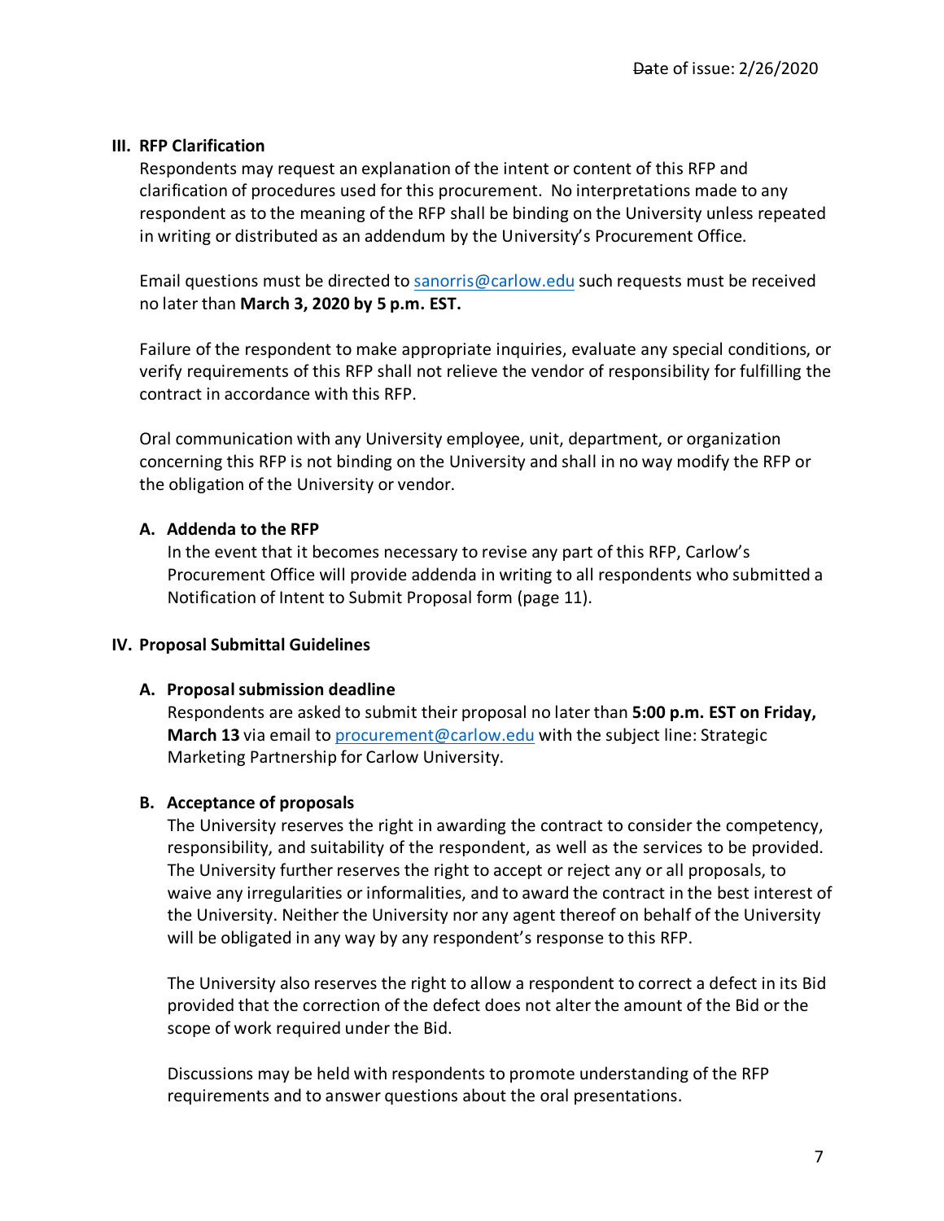Date of issue: 2/26/2020

### III. RFP Clarification

Respondents may request an explanation of the intent or content of this RFP and clarification of procedures used for this procurement. No interpretations made to any respondent as to the meaning of the RFP shall be binding on the University unless repeated in writing or distributed as an addendum by the University's Procurement Office.

Email questions must be directed to sanorris@carlow.edu such requests must be received no later than **March 3, 2020 by 5 p.m. EST.**

Failure of the respondent to make appropriate inquiries, evaluate any special conditions, or verify requirements of this RFP shall not relieve the vendor of responsibility for fulfilling the contract in accordance with this RFP.

Oral communication with any University employee, unit, department, or organization concerning this RFP is not binding on the University and shall in no way modify the RFP or the obligation of the University or vendor.

#### A. Addenda to the RFP

In the event that it becomes necessary to revise any part of this RFP, Carlow's Procurement Office will provide addenda in writing to all respondents who submitted a Notification of Intent to Submit Proposal form (page 11).

### IV. Proposal Submittal Guidelines

#### A. Proposal submission deadline

Respondents are asked to submit their proposal no later than **5:00 p.m. EST on Friday, March 13** via email to procurement@carlow.edu with the subject line: Strategic Marketing Partnership for Carlow University.

#### B. Acceptance of proposals

The University reserves the right in awarding the contract to consider the competency, responsibility, and suitability of the respondent, as well as the services to be provided. The University further reserves the right to accept or reject any or all proposals, to waive any irregularities or informalities, and to award the contract in the best interest of the University. Neither the University nor any agent thereof on behalf of the University will be obligated in any way by any respondent's response to this RFP.

The University also reserves the right to allow a respondent to correct a defect in its Bid provided that the correction of the defect does not alter the amount of the Bid or the scope of work required under the Bid.

Discussions may be held with respondents to promote understanding of the RFP requirements and to answer questions about the oral presentations.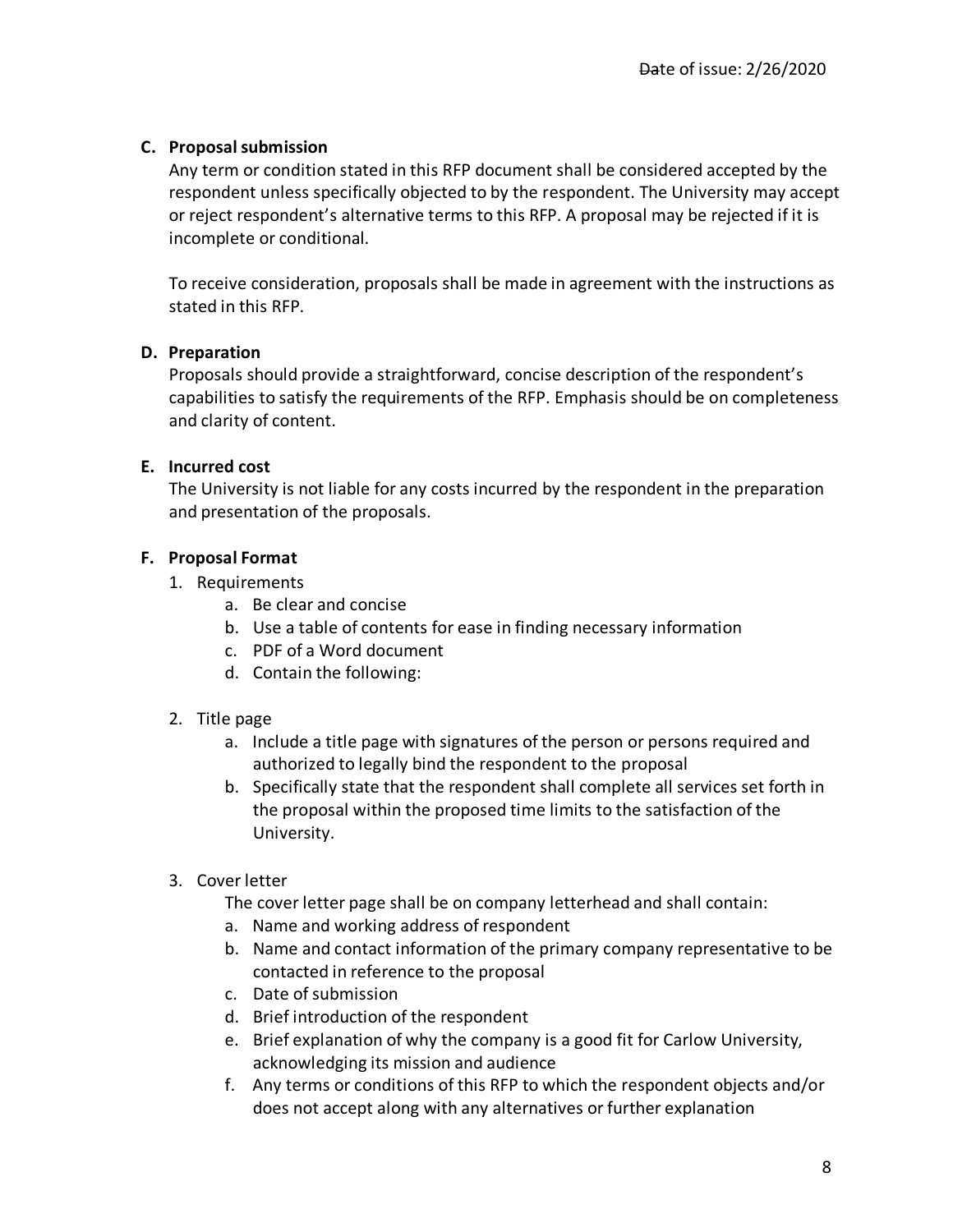**C. Proposal submission**

Any term or condition stated in this RFP document shall be considered accepted by the respondent unless specifically objected to by the respondent. The University may accept or reject respondent's alternative terms to this RFP. A proposal may be rejected if it is incomplete or conditional.

To receive consideration, proposals shall be made in agreement with the instructions as stated in this RFP.

**D. Preparation**

Proposals should provide a straightforward, concise description of the respondent's capabilities to satisfy the requirements of the RFP. Emphasis should be on completeness and clarity of content.

**E. Incurred cost**

The University is not liable for any costs incurred by the respondent in the preparation and presentation of the proposals.

**F. Proposal Format**

1. Requirements
   a. Be clear and concise
   b. Use a table of contents for ease in finding necessary information
   c. PDF of a Word document
   d. Contain the following:

2. Title page
   a. Include a title page with signatures of the person or persons required and authorized to legally bind the respondent to the proposal
   b. Specifically state that the respondent shall complete all services set forth in the proposal within the proposed time limits to the satisfaction of the University.

3. Cover letter

   The cover letter page shall be on company letterhead and shall contain:
   a. Name and working address of respondent
   b. Name and contact information of the primary company representative to be contacted in reference to the proposal
   c. Date of submission
   d. Brief introduction of the respondent
   e. Brief explanation of why the company is a good fit for Carlow University, acknowledging its mission and audience
   f. Any terms or conditions of this RFP to which the respondent objects and/or does not accept along with any alternatives or further explanation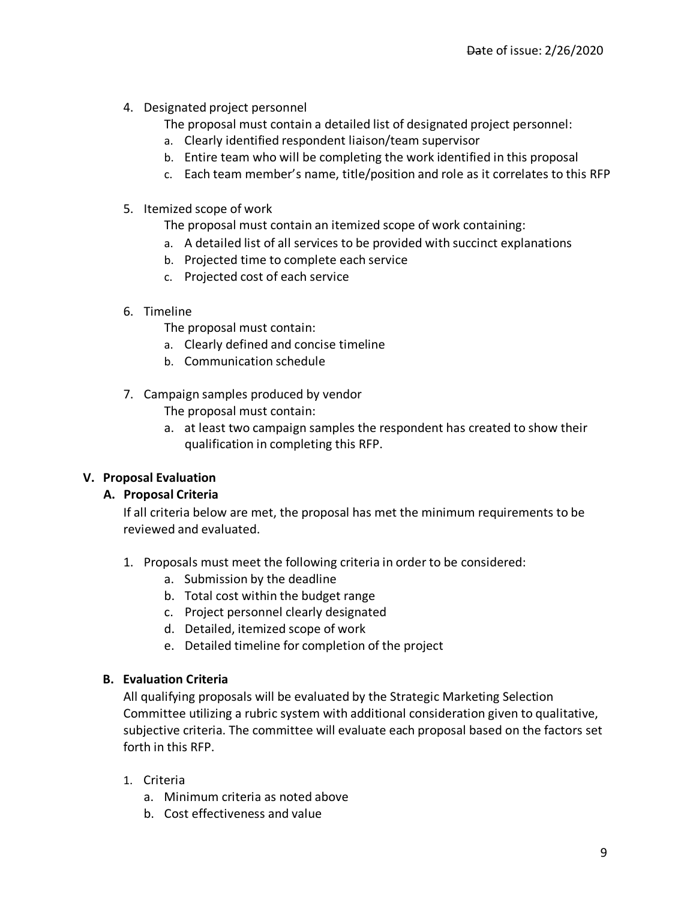4. Designated project personnel

   The proposal must contain a detailed list of designated project personnel:

   a. Clearly identified respondent liaison/team supervisor
   b. Entire team who will be completing the work identified in this proposal
   c. Each team member's name, title/position and role as it correlates to this RFP

5. Itemized scope of work

   The proposal must contain an itemized scope of work containing:

   a. A detailed list of all services to be provided with succinct explanations
   b. Projected time to complete each service
   c. Projected cost of each service

6. Timeline

   The proposal must contain:

   a. Clearly defined and concise timeline
   b. Communication schedule

7. Campaign samples produced by vendor

   The proposal must contain:

   a. at least two campaign samples the respondent has created to show their qualification in completing this RFP.

## V. Proposal Evaluation

### A. Proposal Criteria

If all criteria below are met, the proposal has met the minimum requirements to be reviewed and evaluated.

1. Proposals must meet the following criteria in order to be considered:
   a. Submission by the deadline
   b. Total cost within the budget range
   c. Project personnel clearly designated
   d. Detailed, itemized scope of work
   e. Detailed timeline for completion of the project

### B. Evaluation Criteria

All qualifying proposals will be evaluated by the Strategic Marketing Selection Committee utilizing a rubric system with additional consideration given to qualitative, subjective criteria. The committee will evaluate each proposal based on the factors set forth in this RFP.

1. Criteria
   a. Minimum criteria as noted above
   b. Cost effectiveness and value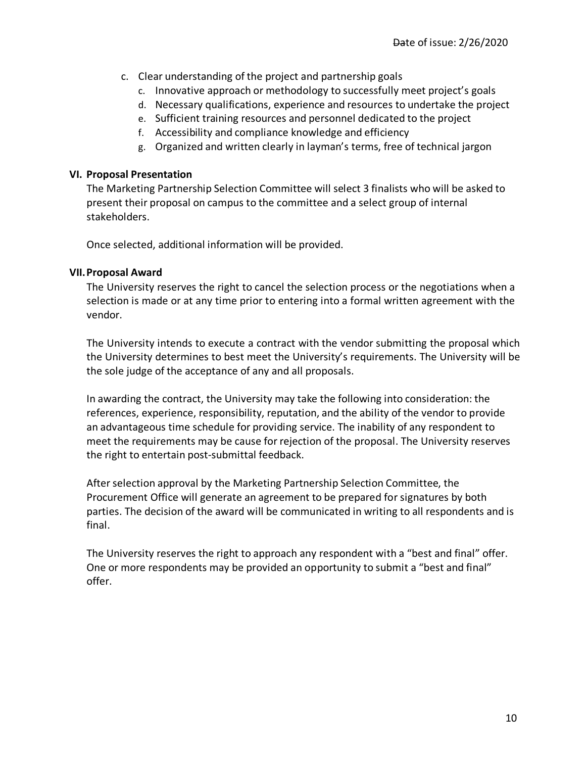c. Clear understanding of the project and partnership goals
   c. Innovative approach or methodology to successfully meet project's goals
   d. Necessary qualifications, experience and resources to undertake the project
   e. Sufficient training resources and personnel dedicated to the project
   f. Accessibility and compliance knowledge and efficiency
   g. Organized and written clearly in layman's terms, free of technical jargon

**VI. Proposal Presentation**

The Marketing Partnership Selection Committee will select 3 finalists who will be asked to present their proposal on campus to the committee and a select group of internal stakeholders.

Once selected, additional information will be provided.

**VII. Proposal Award**

The University reserves the right to cancel the selection process or the negotiations when a selection is made or at any time prior to entering into a formal written agreement with the vendor.

The University intends to execute a contract with the vendor submitting the proposal which the University determines to best meet the University's requirements. The University will be the sole judge of the acceptance of any and all proposals.

In awarding the contract, the University may take the following into consideration: the references, experience, responsibility, reputation, and the ability of the vendor to provide an advantageous time schedule for providing service. The inability of any respondent to meet the requirements may be cause for rejection of the proposal. The University reserves the right to entertain post-submittal feedback.

After selection approval by the Marketing Partnership Selection Committee, the Procurement Office will generate an agreement to be prepared for signatures by both parties. The decision of the award will be communicated in writing to all respondents and is final.

The University reserves the right to approach any respondent with a "best and final" offer. One or more respondents may be provided an opportunity to submit a "best and final" offer.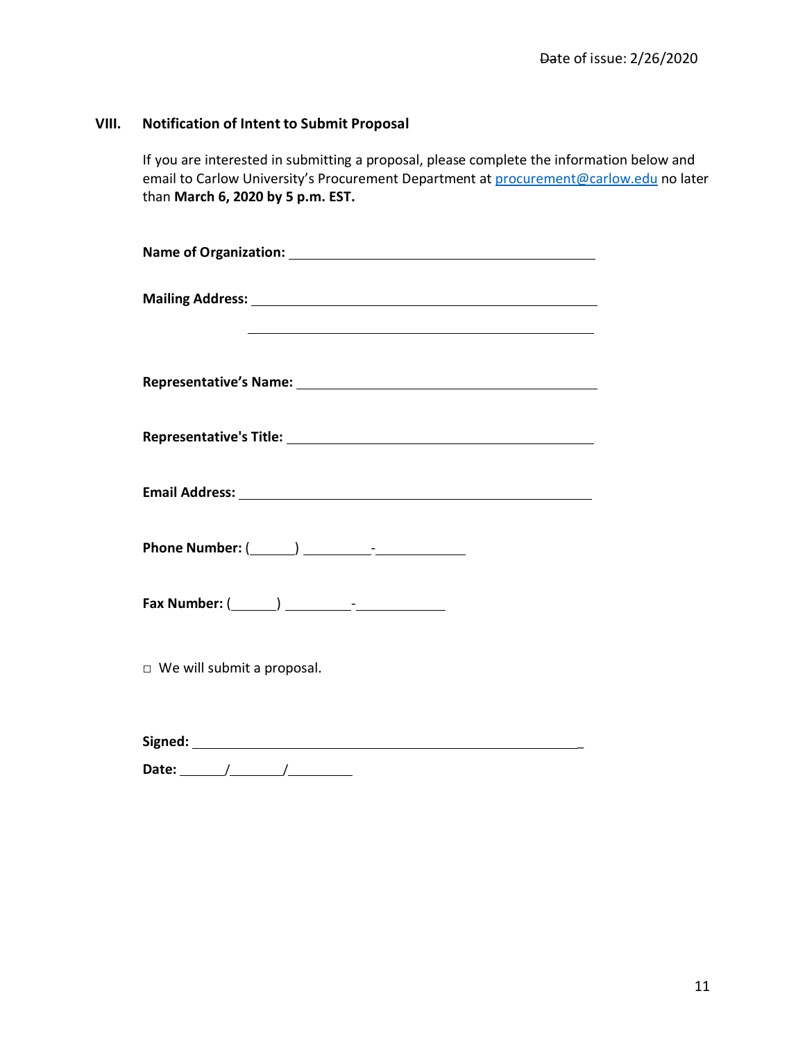Date of issue: 2/26/2020

## VIII. Notification of Intent to Submit Proposal

If you are interested in submitting a proposal, please complete the information below and email to Carlow University's Procurement Department at procurement@carlow.edu no later than **March 6, 2020 by 5 p.m. EST.**

**Name of Organization:** ______________________________________________

**Mailing Address:** ______________________________________________

______________________________________________

**Representative's Name:** ______________________________________________

**Representative's Title:** ______________________________________________

**Email Address:** ______________________________________________

**Phone Number:** (______) _________-____________

**Fax Number:** (______) _________-____________

□ We will submit a proposal.

**Signed:** ______________________________________________

**Date:** ______/_______/_________